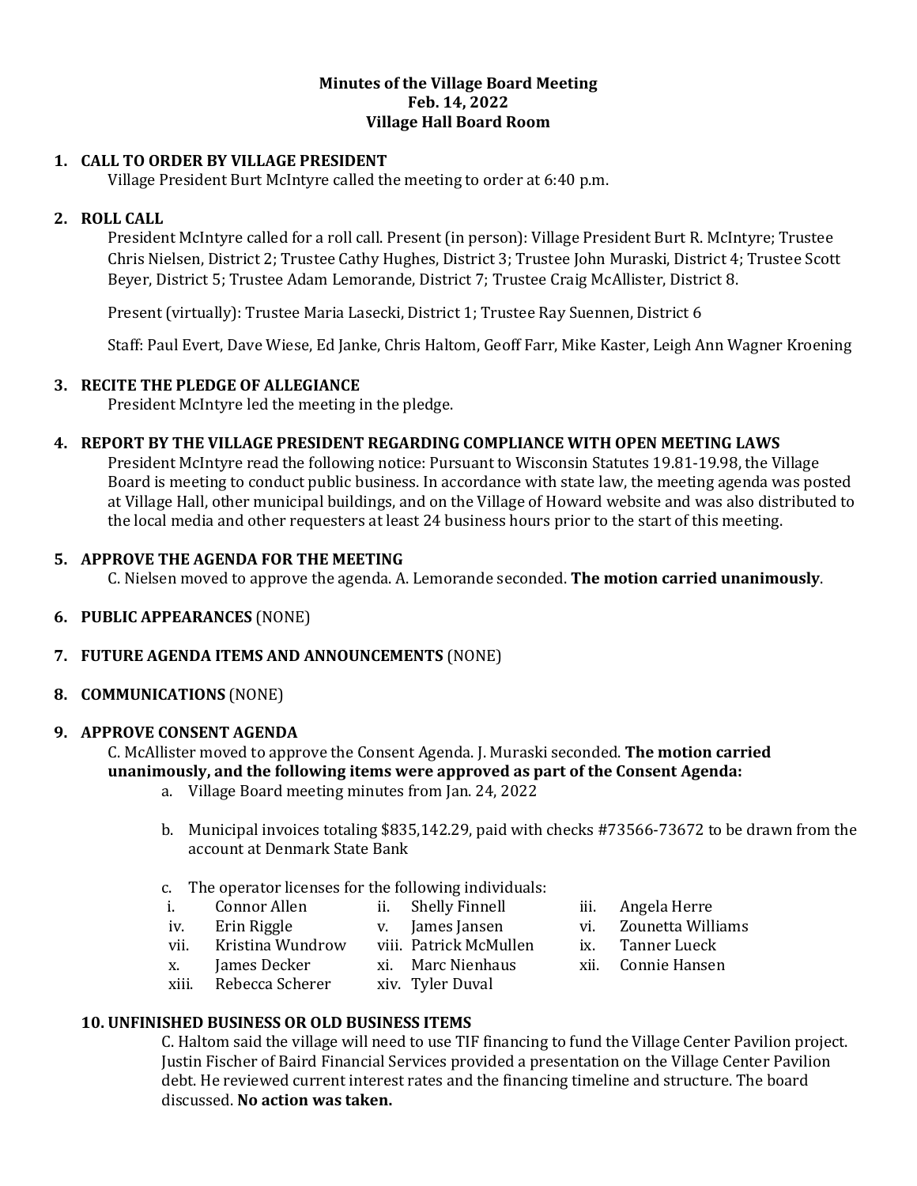**Minutes of the Village Board Meeting**
**Feb. 14, 2022**
**Village Hall Board Room**

## 1. CALL TO ORDER BY VILLAGE PRESIDENT

Village President Burt McIntyre called the meeting to order at 6:40 p.m.

## 2. ROLL CALL

President McIntyre called for a roll call. Present (in person): Village President Burt R. McIntyre; Trustee Chris Nielsen, District 2; Trustee Cathy Hughes, District 3; Trustee John Muraski, District 4; Trustee Scott Beyer, District 5; Trustee Adam Lemorande, District 7; Trustee Craig McAllister, District 8.

Present (virtually): Trustee Maria Lasecki, District 1; Trustee Ray Suennen, District 6

Staff: Paul Evert, Dave Wiese, Ed Janke, Chris Haltom, Geoff Farr, Mike Kaster, Leigh Ann Wagner Kroening

## 3. RECITE THE PLEDGE OF ALLEGIANCE

President McIntyre led the meeting in the pledge.

## 4. REPORT BY THE VILLAGE PRESIDENT REGARDING COMPLIANCE WITH OPEN MEETING LAWS

President McIntyre read the following notice: Pursuant to Wisconsin Statutes 19.81-19.98, the Village Board is meeting to conduct public business. In accordance with state law, the meeting agenda was posted at Village Hall, other municipal buildings, and on the Village of Howard website and was also distributed to the local media and other requesters at least 24 business hours prior to the start of this meeting.

## 5. APPROVE THE AGENDA FOR THE MEETING

C. Nielsen moved to approve the agenda. A. Lemorande seconded. **The motion carried unanimously**.

## 6. PUBLIC APPEARANCES (NONE)

## 7. FUTURE AGENDA ITEMS AND ANNOUNCEMENTS (NONE)

## 8. COMMUNICATIONS (NONE)

## 9. APPROVE CONSENT AGENDA

C. McAllister moved to approve the Consent Agenda. J. Muraski seconded. **The motion carried unanimously, and the following items were approved as part of the Consent Agenda:**

a. Village Board meeting minutes from Jan. 24, 2022

b. Municipal invoices totaling $835,142.29, paid with checks #73566-73672 to be drawn from the account at Denmark State Bank

c. The operator licenses for the following individuals:

i. Connor Allen
ii. Shelly Finnell
iii. Angela Herre
iv. Erin Riggle
v. James Jansen
vi. Zounetta Williams
vii. Kristina Wundrow
viii. Patrick McMullen
ix. Tanner Lueck
x. James Decker
xi. Marc Nienhaus
xii. Connie Hansen
xiii. Rebecca Scherer
xiv. Tyler Duval

## 10. UNFINISHED BUSINESS OR OLD BUSINESS ITEMS

C. Haltom said the village will need to use TIF financing to fund the Village Center Pavilion project. Justin Fischer of Baird Financial Services provided a presentation on the Village Center Pavilion debt. He reviewed current interest rates and the financing timeline and structure. The board discussed. **No action was taken.**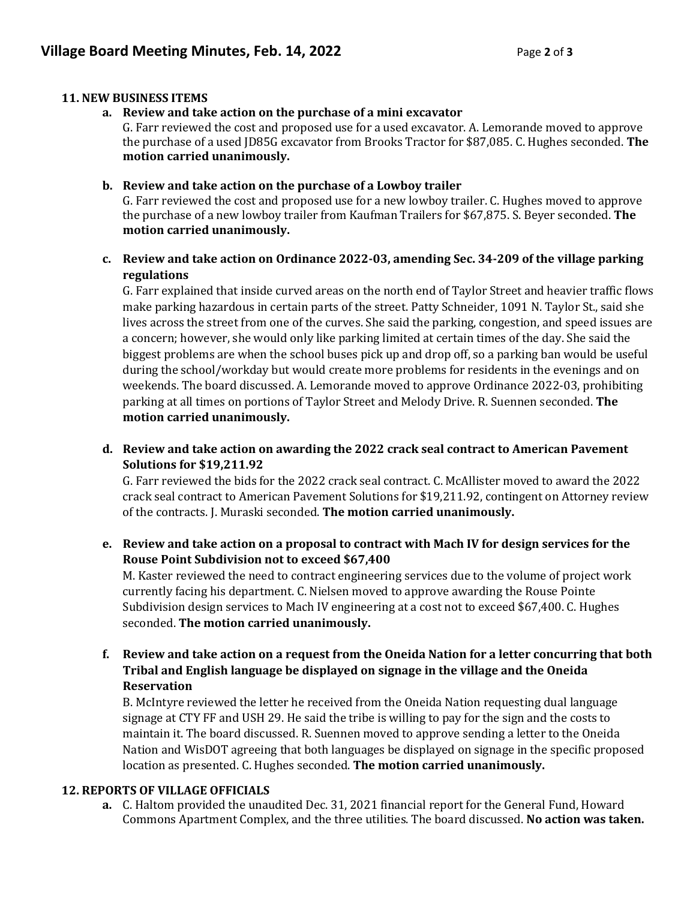**11. NEW BUSINESS ITEMS**

a. **Review and take action on the purchase of a mini excavator**
G. Farr reviewed the cost and proposed use for a used excavator. A. Lemorande moved to approve the purchase of a used JD85G excavator from Brooks Tractor for $87,085. C. Hughes seconded. **The motion carried unanimously.**

b. **Review and take action on the purchase of a Lowboy trailer**
G. Farr reviewed the cost and proposed use for a new lowboy trailer. C. Hughes moved to approve the purchase of a new lowboy trailer from Kaufman Trailers for $67,875. S. Beyer seconded. **The motion carried unanimously.**

c. **Review and take action on Ordinance 2022-03, amending Sec. 34-209 of the village parking regulations**
G. Farr explained that inside curved areas on the north end of Taylor Street and heavier traffic flows make parking hazardous in certain parts of the street. Patty Schneider, 1091 N. Taylor St., said she lives across the street from one of the curves. She said the parking, congestion, and speed issues are a concern; however, she would only like parking limited at certain times of the day. She said the biggest problems are when the school buses pick up and drop off, so a parking ban would be useful during the school/workday but would create more problems for residents in the evenings and on weekends. The board discussed. A. Lemorande moved to approve Ordinance 2022-03, prohibiting parking at all times on portions of Taylor Street and Melody Drive. R. Suennen seconded. **The motion carried unanimously.**

d. **Review and take action on awarding the 2022 crack seal contract to American Pavement Solutions for $19,211.92**
G. Farr reviewed the bids for the 2022 crack seal contract. C. McAllister moved to award the 2022 crack seal contract to American Pavement Solutions for $19,211.92, contingent on Attorney review of the contracts. J. Muraski seconded. **The motion carried unanimously.**

e. **Review and take action on a proposal to contract with Mach IV for design services for the Rouse Point Subdivision not to exceed $67,400**
M. Kaster reviewed the need to contract engineering services due to the volume of project work currently facing his department. C. Nielsen moved to approve awarding the Rouse Pointe Subdivision design services to Mach IV engineering at a cost not to exceed $67,400. C. Hughes seconded. **The motion carried unanimously.**

f. **Review and take action on a request from the Oneida Nation for a letter concurring that both Tribal and English language be displayed on signage in the village and the Oneida Reservation**
B. McIntyre reviewed the letter he received from the Oneida Nation requesting dual language signage at CTY FF and USH 29. He said the tribe is willing to pay for the sign and the costs to maintain it. The board discussed. R. Suennen moved to approve sending a letter to the Oneida Nation and WisDOT agreeing that both languages be displayed on signage in the specific proposed location as presented. C. Hughes seconded. **The motion carried unanimously.**

**12. REPORTS OF VILLAGE OFFICIALS**

a. C. Haltom provided the unaudited Dec. 31, 2021 financial report for the General Fund, Howard Commons Apartment Complex, and the three utilities. The board discussed. **No action was taken.**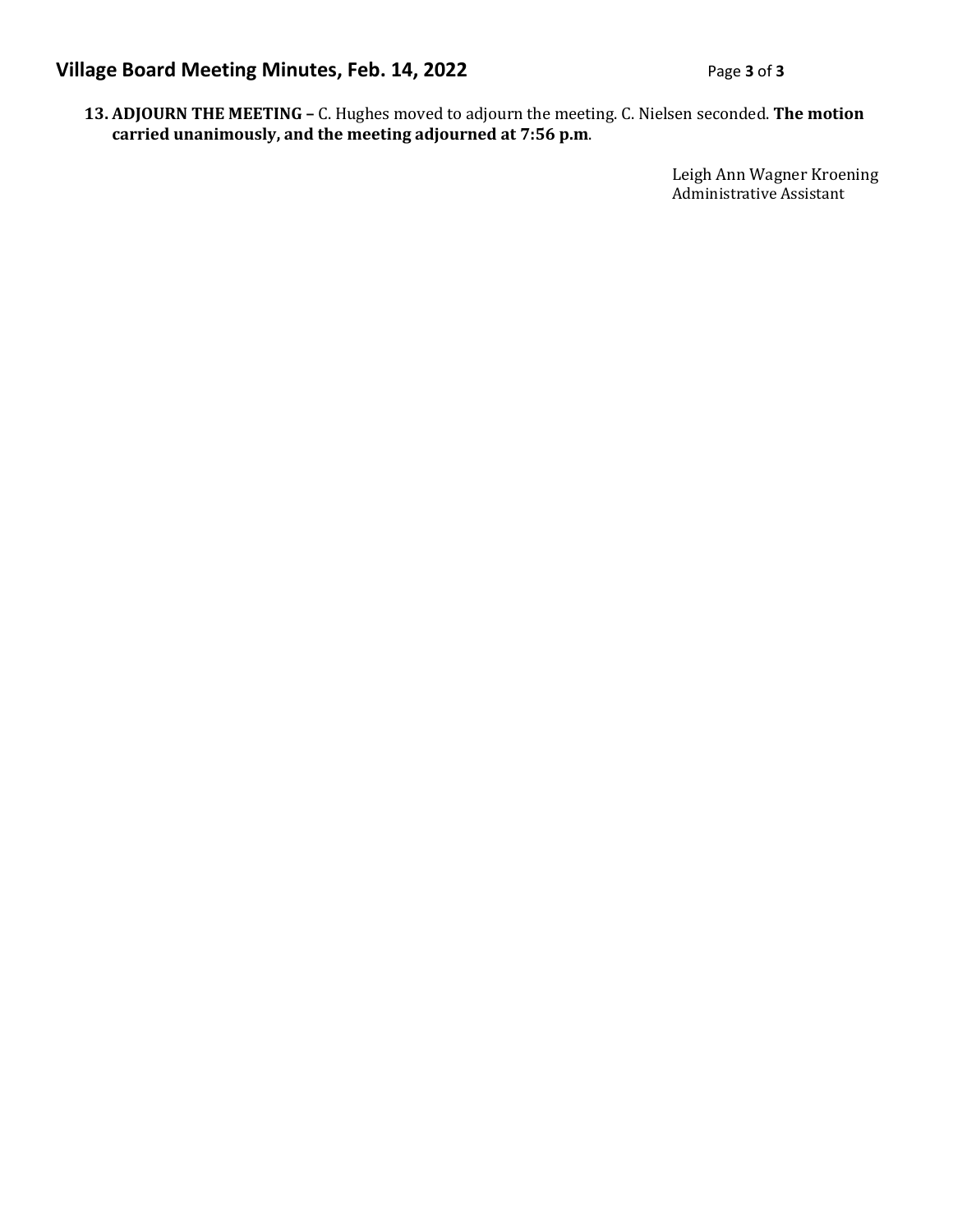13. **ADJOURN THE MEETING –** C. Hughes moved to adjourn the meeting. C. Nielsen seconded. **The motion carried unanimously, and the meeting adjourned at 7:56 p.m**.

Leigh Ann Wagner Kroening
Administrative Assistant